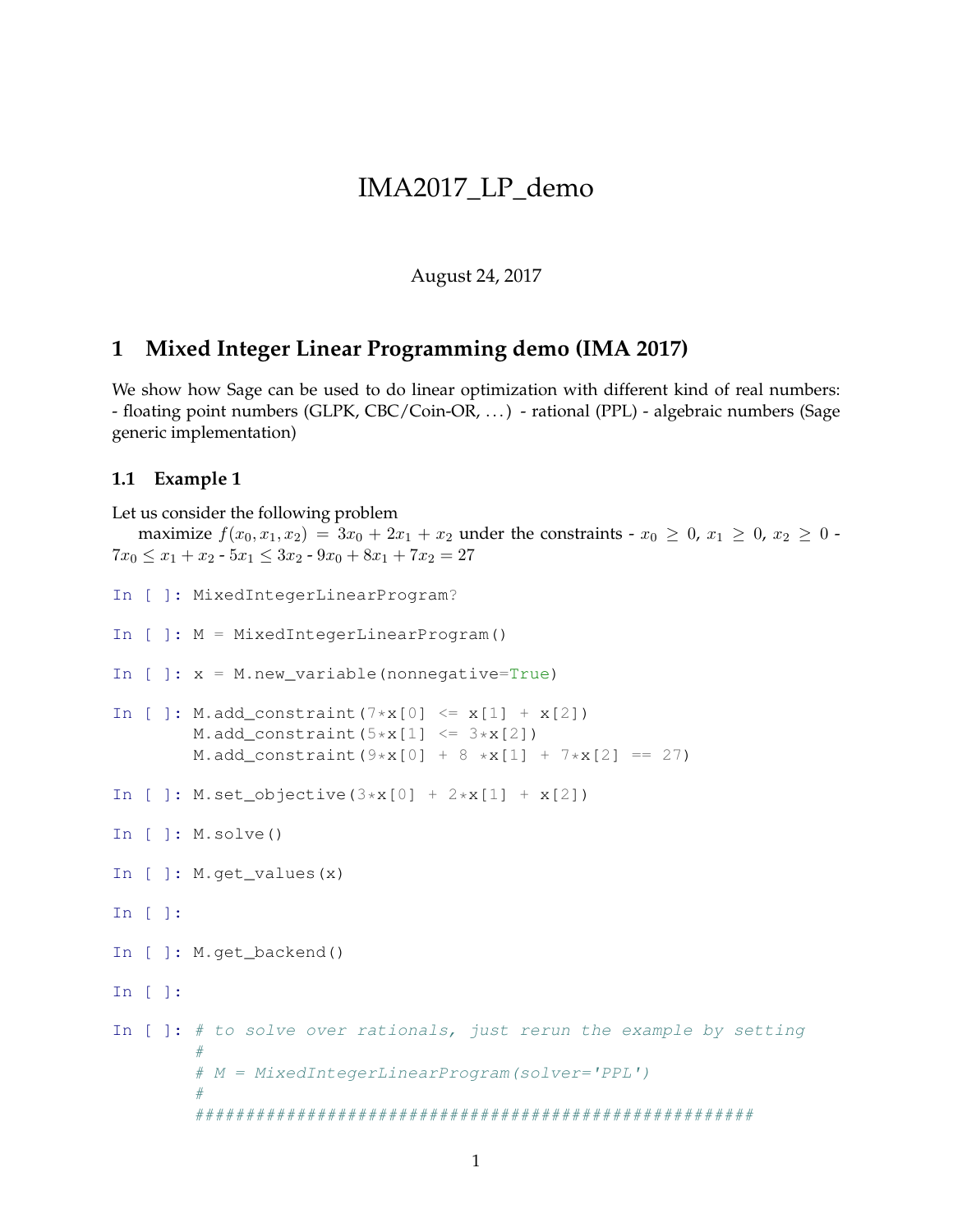# IMA2017_LP_demo

August 24, 2017

## 1 Mixed Integer Linear Programming demo (IMA 2017)

We show how Sage can be used to do linear optimization with different kind of real numbers: - floating point numbers (GLPK, CBC/Coin-OR, ...) - rational (PPL) - algebraic numbers (Sage generic implementation)

### 1.1 Example 1

Let us consider the following problem
maximize $f(x_0, x_1, x_2) = 3x_0 + 2x_1 + x_2$ under the constraints - $x_0 \geq 0$, $x_1 \geq 0$, $x_2 \geq 0$ - $7x_0 \leq x_1 + x_2$ - $5x_1 \leq 3x_2$ - $9x_0 + 8x_1 + 7x_2 = 27$

```
In [ ]: MixedIntegerLinearProgram?

In [ ]: M = MixedIntegerLinearProgram()

In [ ]: x = M.new_variable(nonnegative=True)

In [ ]: M.add_constraint(7*x[0] <= x[1] + x[2])
        M.add_constraint(5*x[1] <= 3*x[2])
        M.add_constraint(9*x[0] + 8 *x[1] + 7*x[2] == 27)

In [ ]: M.set_objective(3*x[0] + 2*x[1] + x[2])

In [ ]: M.solve()

In [ ]: M.get_values(x)

In [ ]:

In [ ]: M.get_backend()

In [ ]:

In [ ]: # to solve over rationals, just rerun the example by setting
        #
        # M = MixedIntegerLinearProgram(solver='PPL')
        #
        ######################################################
```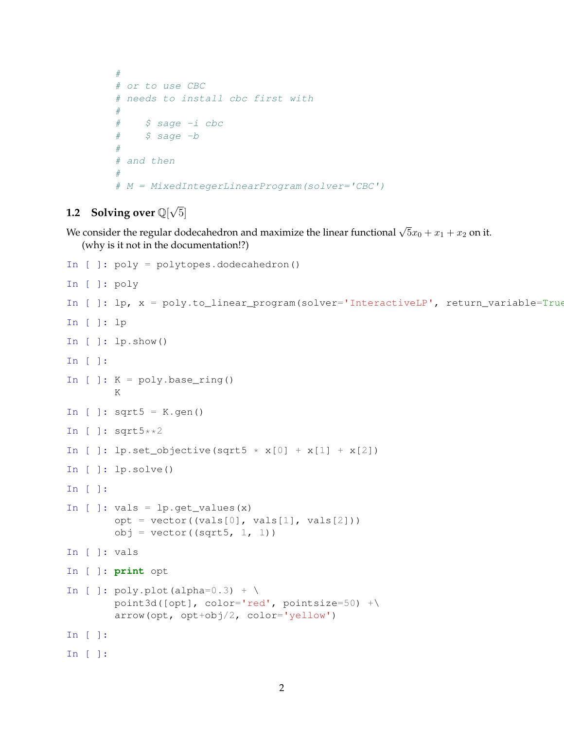```
#
# or to use CBC
# needs to install cbc first with
#
#    $ sage -i cbc
#    $ sage -b
#
# and then
#
# M = MixedIntegerLinearProgram(solver='CBC')
```

### 1.2 Solving over $\mathbb{Q}[\sqrt{5}]$

We consider the regular dodecahedron and maximize the linear functional $\sqrt{5}x_0 + x_1 + x_2$ on it.
(why is it not in the documentation!?)

```
In [ ]: poly = polytopes.dodecahedron()
```

```
In [ ]: poly
```

```
In [ ]: lp, x = poly.to_linear_program(solver='InteractiveLP', return_variable=True
```

```
In [ ]: lp
```

```
In [ ]: lp.show()
```

```
In [ ]:
```

```
In [ ]: K = poly.base_ring()
        K
```

```
In [ ]: sqrt5 = K.gen()
```

```
In [ ]: sqrt5**2
```

```
In [ ]: lp.set_objective(sqrt5 * x[0] + x[1] + x[2])
```

```
In [ ]: lp.solve()
```

```
In [ ]:
```

```
In [ ]: vals = lp.get_values(x)
        opt = vector((vals[0], vals[1], vals[2]))
        obj = vector((sqrt5, 1, 1))
```

```
In [ ]: vals
```

```
In [ ]: print opt
```

```
In [ ]: poly.plot(alpha=0.3) + \
        point3d([opt], color='red', pointsize=50) +\
        arrow(opt, opt+obj/2, color='yellow')
```

```
In [ ]:
```

```
In [ ]:
```